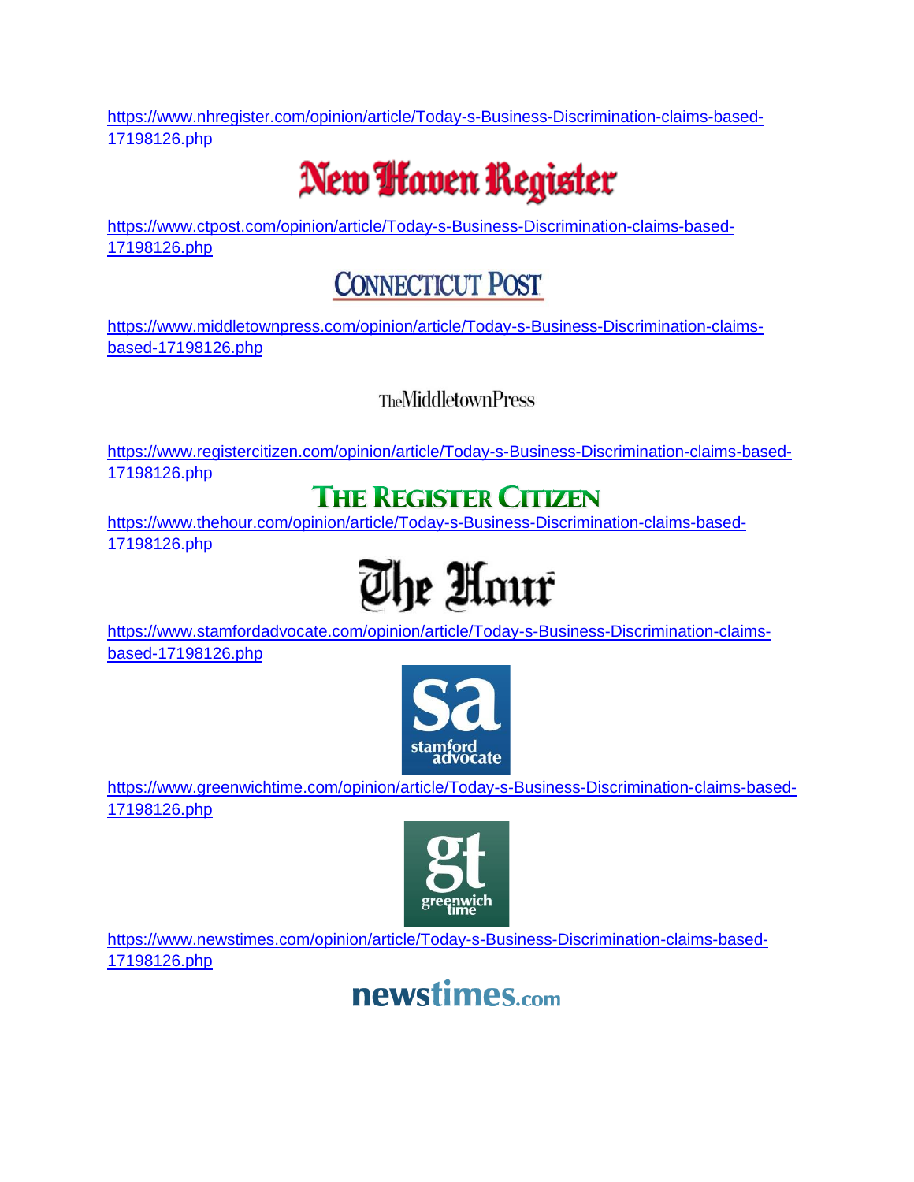https://www.nhregister.com/opinion/article/Today-s-Business-Discrimination-claims-based-17198126.php

New Haven Register

https://www.ctpost.com/opinion/article/Today-s-Business-Discrimination-claims-based-17198126.php

CONNECTICUT POST

https://www.middletownpress.com/opinion/article/Today-s-Business-Discrimination-claims-based-17198126.php

TheMiddletownPress

https://www.registercitizen.com/opinion/article/Today-s-Business-Discrimination-claims-based-17198126.php

THE REGISTER CITIZEN

https://www.thehour.com/opinion/article/Today-s-Business-Discrimination-claims-based-17198126.php

The Hour

https://www.stamfordadvocate.com/opinion/article/Today-s-Business-Discrimination-claims-based-17198126.php

sa stamford advocate

https://www.greenwichtime.com/opinion/article/Today-s-Business-Discrimination-claims-based-17198126.php

gt greenwich time

https://www.newstimes.com/opinion/article/Today-s-Business-Discrimination-claims-based-17198126.php

newstimes.com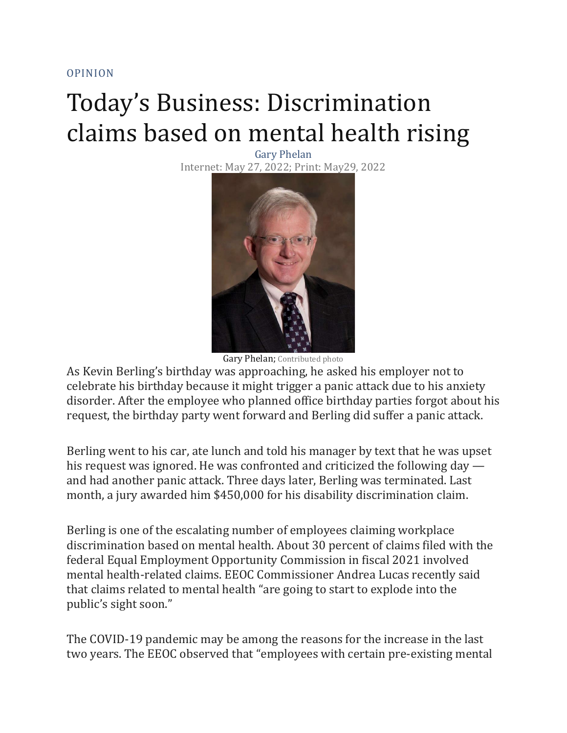OPINION

# Today's Business: Discrimination claims based on mental health rising

Gary Phelan

Internet: May 27, 2022; Print: May29, 2022

Gary Phelan; Contributed photo

As Kevin Berling's birthday was approaching, he asked his employer not to celebrate his birthday because it might trigger a panic attack due to his anxiety disorder. After the employee who planned office birthday parties forgot about his request, the birthday party went forward and Berling did suffer a panic attack.

Berling went to his car, ate lunch and told his manager by text that he was upset his request was ignored. He was confronted and criticized the following day — and had another panic attack. Three days later, Berling was terminated. Last month, a jury awarded him $450,000 for his disability discrimination claim.

Berling is one of the escalating number of employees claiming workplace discrimination based on mental health. About 30 percent of claims filed with the federal Equal Employment Opportunity Commission in fiscal 2021 involved mental health-related claims. EEOC Commissioner Andrea Lucas recently said that claims related to mental health "are going to start to explode into the public's sight soon."

The COVID-19 pandemic may be among the reasons for the increase in the last two years. The EEOC observed that "employees with certain pre-existing mental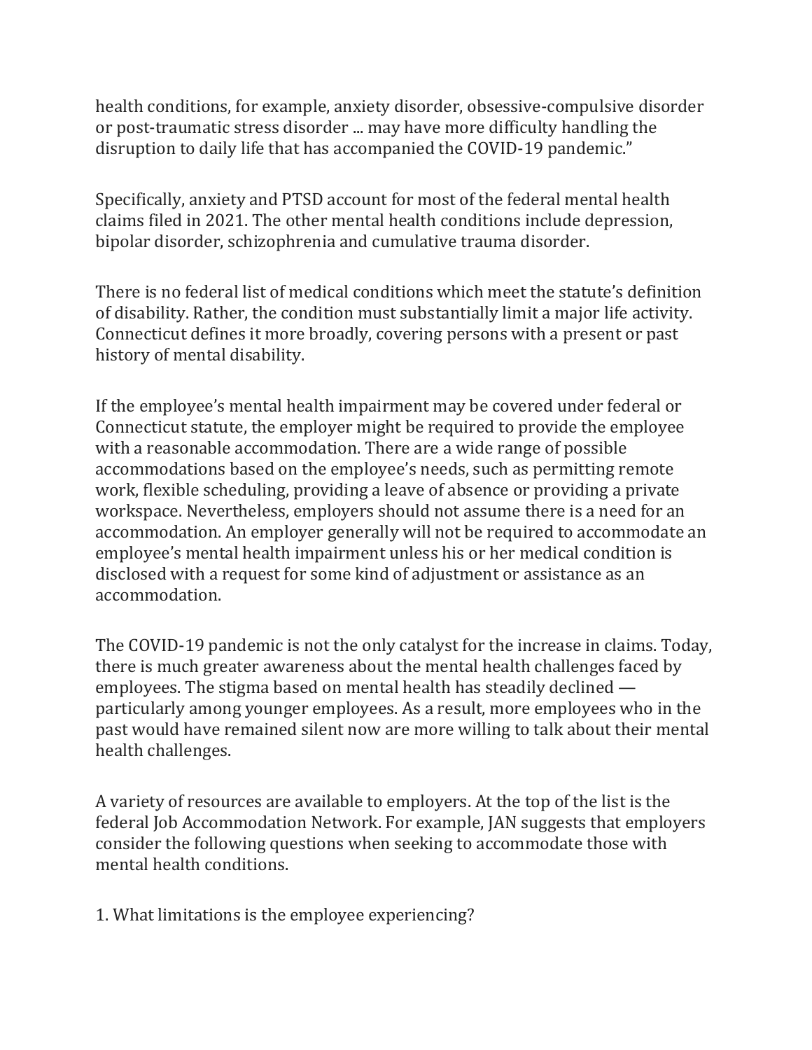health conditions, for example, anxiety disorder, obsessive-compulsive disorder or post-traumatic stress disorder ... may have more difficulty handling the disruption to daily life that has accompanied the COVID-19 pandemic."

Specifically, anxiety and PTSD account for most of the federal mental health claims filed in 2021. The other mental health conditions include depression, bipolar disorder, schizophrenia and cumulative trauma disorder.

There is no federal list of medical conditions which meet the statute's definition of disability. Rather, the condition must substantially limit a major life activity. Connecticut defines it more broadly, covering persons with a present or past history of mental disability.

If the employee's mental health impairment may be covered under federal or Connecticut statute, the employer might be required to provide the employee with a reasonable accommodation. There are a wide range of possible accommodations based on the employee's needs, such as permitting remote work, flexible scheduling, providing a leave of absence or providing a private workspace. Nevertheless, employers should not assume there is a need for an accommodation. An employer generally will not be required to accommodate an employee's mental health impairment unless his or her medical condition is disclosed with a request for some kind of adjustment or assistance as an accommodation.

The COVID-19 pandemic is not the only catalyst for the increase in claims. Today, there is much greater awareness about the mental health challenges faced by employees. The stigma based on mental health has steadily declined — particularly among younger employees. As a result, more employees who in the past would have remained silent now are more willing to talk about their mental health challenges.

A variety of resources are available to employers. At the top of the list is the federal Job Accommodation Network. For example, JAN suggests that employers consider the following questions when seeking to accommodate those with mental health conditions.

1. What limitations is the employee experiencing?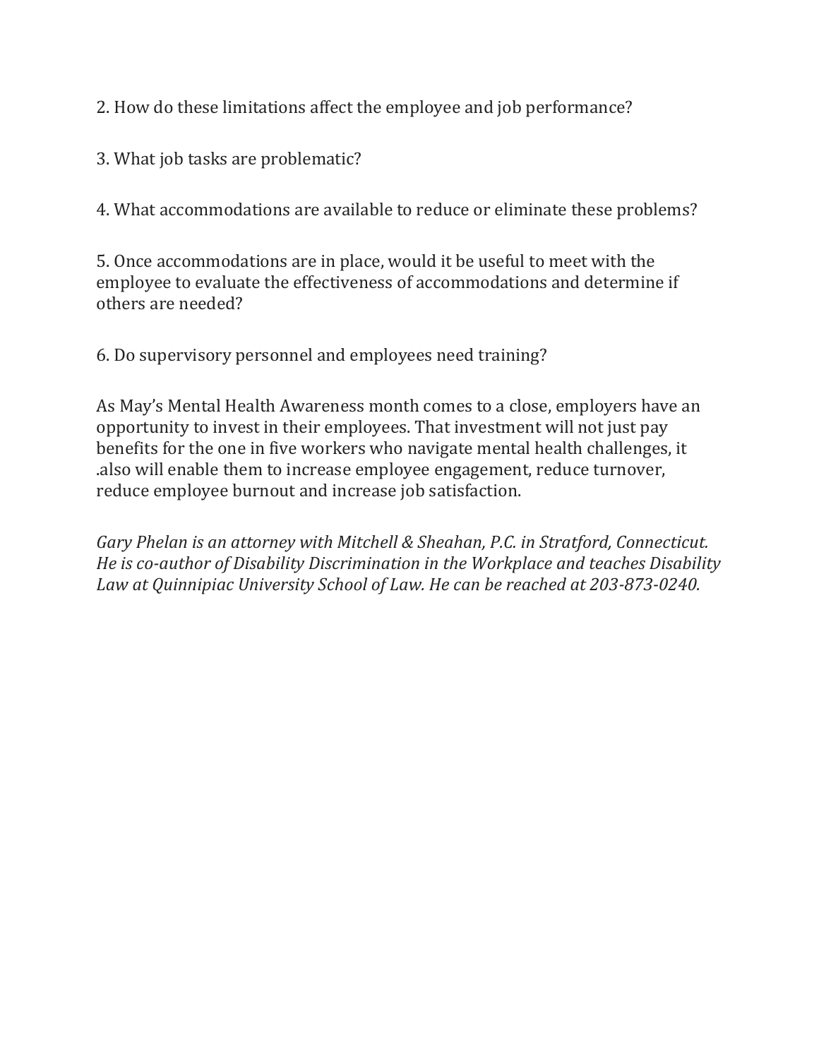2. How do these limitations affect the employee and job performance?

3. What job tasks are problematic?

4. What accommodations are available to reduce or eliminate these problems?

5. Once accommodations are in place, would it be useful to meet with the employee to evaluate the effectiveness of accommodations and determine if others are needed?

6. Do supervisory personnel and employees need training?

As May's Mental Health Awareness month comes to a close, employers have an opportunity to invest in their employees. That investment will not just pay benefits for the one in five workers who navigate mental health challenges, it .also will enable them to increase employee engagement, reduce turnover, reduce employee burnout and increase job satisfaction.

*Gary Phelan is an attorney with Mitchell & Sheahan, P.C. in Stratford, Connecticut. He is co-author of Disability Discrimination in the Workplace and teaches Disability Law at Quinnipiac University School of Law. He can be reached at 203-873-0240.*